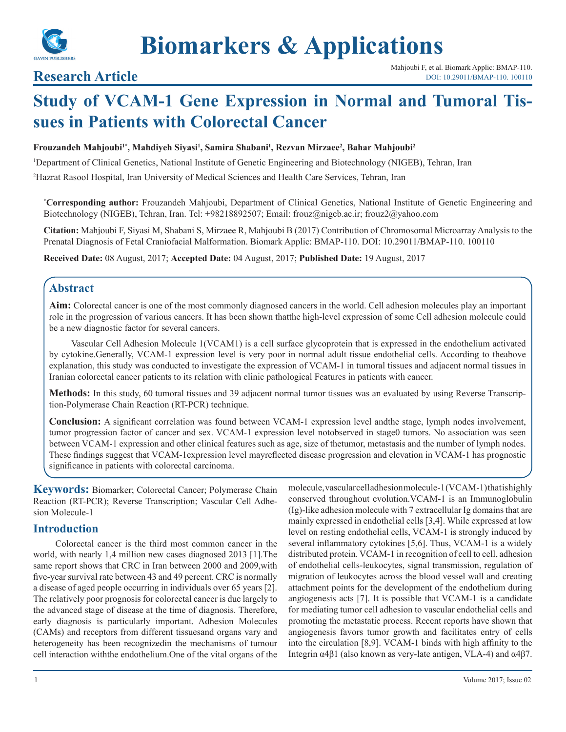# Biomarkers & Applications

## Research Article

Mahjoubi F, et al. Biomark Applic: BMAP-110.
DOI: 10.29011/BMAP-110. 100110

# Study of VCAM-1 Gene Expression in Normal and Tumoral Tissues in Patients with Colorectal Cancer

**Frouzandeh Mahjoubi[1*], Mahdiyeh Siyasi[1], Samira Shabani[1], Rezvan Mirzaee[2], Bahar Mahjoubi[2]**

[1]Department of Clinical Genetics, National Institute of Genetic Engineering and Biotechnology (NIGEB), Tehran, Iran

[2]Hazrat Rasool Hospital, Iran University of Medical Sciences and Health Care Services, Tehran, Iran

**[*]Corresponding author:** Frouzandeh Mahjoubi, Department of Clinical Genetics, National Institute of Genetic Engineering and Biotechnology (NIGEB), Tehran, Iran. Tel: +98218892507; Email: frouz@nigeb.ac.ir; frouz2@yahoo.com

**Citation:** Mahjoubi F, Siyasi M, Shabani S, Mirzaee R, Mahjoubi B (2017) Contribution of Chromosomal Microarray Analysis to the Prenatal Diagnosis of Fetal Craniofacial Malformation. Biomark Applic: BMAP-110. DOI: 10.29011/BMAP-110. 100110

**Received Date:** 08 August, 2017; **Accepted Date:** 04 August, 2017; **Published Date:** 19 August, 2017

## Abstract

**Aim:** Colorectal cancer is one of the most commonly diagnosed cancers in the world. Cell adhesion molecules play an important role in the progression of various cancers. It has been shown thatthe high-level expression of some Cell adhesion molecule could be a new diagnostic factor for several cancers.

Vascular Cell Adhesion Molecule 1(VCAM1) is a cell surface glycoprotein that is expressed in the endothelium activated by cytokine.Generally, VCAM-1 expression level is very poor in normal adult tissue endothelial cells. According to theabove explanation, this study was conducted to investigate the expression of VCAM-1 in tumoral tissues and adjacent normal tissues in Iranian colorectal cancer patients to its relation with clinic pathological Features in patients with cancer.

**Methods:** In this study, 60 tumoral tissues and 39 adjacent normal tumor tissues was an evaluated by using Reverse Transcription-Polymerase Chain Reaction (RT-PCR) technique.

**Conclusion:** A significant correlation was found between VCAM-1 expression level andthe stage, lymph nodes involvement, tumor progression factor of cancer and sex. VCAM-1 expression level notobserved in stage0 tumors. No association was seen between VCAM-1 expression and other clinical features such as age, size of thetumor, metastasis and the number of lymph nodes. These findings suggest that VCAM-1expression level mayreflected disease progression and elevation in VCAM-1 has prognostic significance in patients with colorectal carcinoma.

**Keywords:** Biomarker; Colorectal Cancer; Polymerase Chain Reaction (RT-PCR); Reverse Transcription; Vascular Cell Adhesion Molecule-1

## Introduction

Colorectal cancer is the third most common cancer in the world, with nearly 1,4 million new cases diagnosed 2013 [1].The same report shows that CRC in Iran between 2000 and 2009,with five-year survival rate between 43 and 49 percent. CRC is normally a disease of aged people occurring in individuals over 65 years [2]. The relatively poor prognosis for colorectal cancer is due largely to the advanced stage of disease at the time of diagnosis. Therefore, early diagnosis is particularly important. Adhesion Molecules (CAMs) and receptors from different tissuesand organs vary and heterogeneity has been recognizedin the mechanisms of tumour cell interaction withthe endothelium.One of the vital organs of the molecule,vascularcelladhesionmolecule-1(VCAM-1)thatishighly conserved throughout evolution.VCAM-1 is an Immunoglobulin (Ig)-like adhesion molecule with 7 extracellular Ig domains that are mainly expressed in endothelial cells [3,4]. While expressed at low level on resting endothelial cells, VCAM-1 is strongly induced by several inflammatory cytokines [5,6]. Thus, VCAM-1 is a widely distributed protein. VCAM-1 in recognition of cell to cell, adhesion of endothelial cells-leukocytes, signal transmission, regulation of migration of leukocytes across the blood vessel wall and creating attachment points for the development of the endothelium during angiogenesis acts [7]. It is possible that VCAM-1 is a candidate for mediating tumor cell adhesion to vascular endothelial cells and promoting the metastatic process. Recent reports have shown that angiogenesis favors tumor growth and facilitates entry of cells into the circulation [8,9]. VCAM-1 binds with high affinity to the Integrin $\alpha4\beta1$ (also known as very-late antigen, VLA-4) and $\alpha4\beta7$.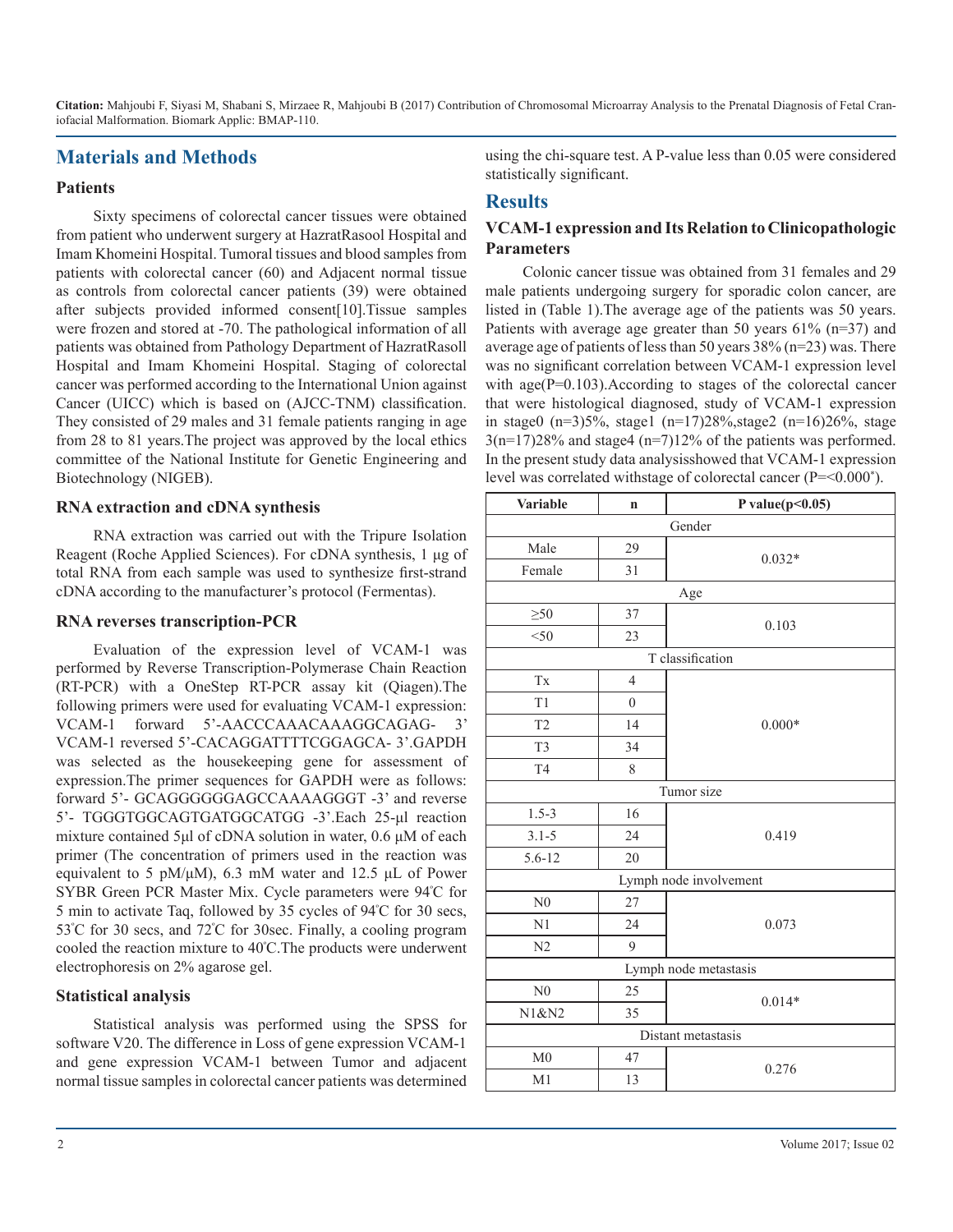Citation: Mahjoubi F, Siyasi M, Shabani S, Mirzaee R, Mahjoubi B (2017) Contribution of Chromosomal Microarray Analysis to the Prenatal Diagnosis of Fetal Craniofacial Malformation. Biomark Applic: BMAP-110.

## Materials and Methods

### Patients

Sixty specimens of colorectal cancer tissues were obtained from patient who underwent surgery at HazratRasool Hospital and Imam Khomeini Hospital. Tumoral tissues and blood samples from patients with colorectal cancer (60) and Adjacent normal tissue as controls from colorectal cancer patients (39) were obtained after subjects provided informed consent[10].Tissue samples were frozen and stored at -70. The pathological information of all patients was obtained from Pathology Department of HazratRasoll Hospital and Imam Khomeini Hospital. Staging of colorectal cancer was performed according to the International Union against Cancer (UICC) which is based on (AJCC-TNM) classification. They consisted of 29 males and 31 female patients ranging in age from 28 to 81 years.The project was approved by the local ethics committee of the National Institute for Genetic Engineering and Biotechnology (NIGEB).

### RNA extraction and cDNA synthesis

RNA extraction was carried out with the Tripure Isolation Reagent (Roche Applied Sciences). For cDNA synthesis, 1 µg of total RNA from each sample was used to synthesize first-strand cDNA according to the manufacturer's protocol (Fermentas).

### RNA reverses transcription-PCR

Evaluation of the expression level of VCAM-1 was performed by Reverse Transcription-Polymerase Chain Reaction (RT-PCR) with a OneStep RT-PCR assay kit (Qiagen).The following primers were used for evaluating VCAM-1 expression: VCAM-1 forward 5'-AACCCAAACAAAGGCAGAG- 3' VCAM-1 reversed 5'-CACAGGATTTTCGGAGCA- 3'.GAPDH was selected as the housekeeping gene for assessment of expression.The primer sequences for GAPDH were as follows: forward 5'- GCAGGGGGGAGCCAAAAGGGT -3' and reverse 5'- TGGGTGGCAGTGATGGCATGG -3'.Each 25-µl reaction mixture contained 5µl of cDNA solution in water, 0.6 µM of each primer (The concentration of primers used in the reaction was equivalent to 5 pM/µM), 6.3 mM water and 12.5 µL of Power SYBR Green PCR Master Mix. Cycle parameters were 94°C for 5 min to activate Taq, followed by 35 cycles of 94°C for 30 secs, 53°C for 30 secs, and 72°C for 30sec. Finally, a cooling program cooled the reaction mixture to 40°C.The products were underwent electrophoresis on 2% agarose gel.

### Statistical analysis

Statistical analysis was performed using the SPSS for software V20. The difference in Loss of gene expression VCAM-1 and gene expression VCAM-1 between Tumor and adjacent normal tissue samples in colorectal cancer patients was determined using the chi-square test. A P-value less than 0.05 were considered statistically significant.

## Results

### VCAM-1 expression and Its Relation to Clinicopathologic Parameters

Colonic cancer tissue was obtained from 31 females and 29 male patients undergoing surgery for sporadic colon cancer, are listed in (Table 1).The average age of the patients was 50 years. Patients with average age greater than 50 years 61% (n=37) and average age of patients of less than 50 years 38% (n=23) was. There was no significant correlation between VCAM-1 expression level with age(P=0.103).According to stages of the colorectal cancer that were histological diagnosed, study of VCAM-1 expression in stage0 (n=3)5%, stage1 (n=17)28%,stage2 (n=16)26%, stage 3(n=17)28% and stage4 (n=7)12% of the patients was performed. In the present study data analysisshowed that VCAM-1 expression level was correlated withstage of colorectal cancer (P=<0.000*).

| Variable | n | P value(p<0.05) |
|---|---|---|
| Gender | | |
| Male | 29 | 0.032* |
| Female | 31 | |
| Age | | |
| ≥50 | 37 | 0.103 |
| <50 | 23 | |
| T classification | | |
| Tx | 4 | 0.000* |
| T1 | 0 | |
| T2 | 14 | |
| T3 | 34 | |
| T4 | 8 | |
| Tumor size | | |
| 1.5-3 | 16 | 0.419 |
| 3.1-5 | 24 | |
| 5.6-12 | 20 | |
| Lymph node involvement | | |
| N0 | 27 | 0.073 |
| N1 | 24 | |
| N2 | 9 | |
| Lymph node metastasis | | |
| N0 | 25 | 0.014* |
| N1&N2 | 35 | |
| Distant metastasis | | |
| M0 | 47 | 0.276 |
| M1 | 13 | |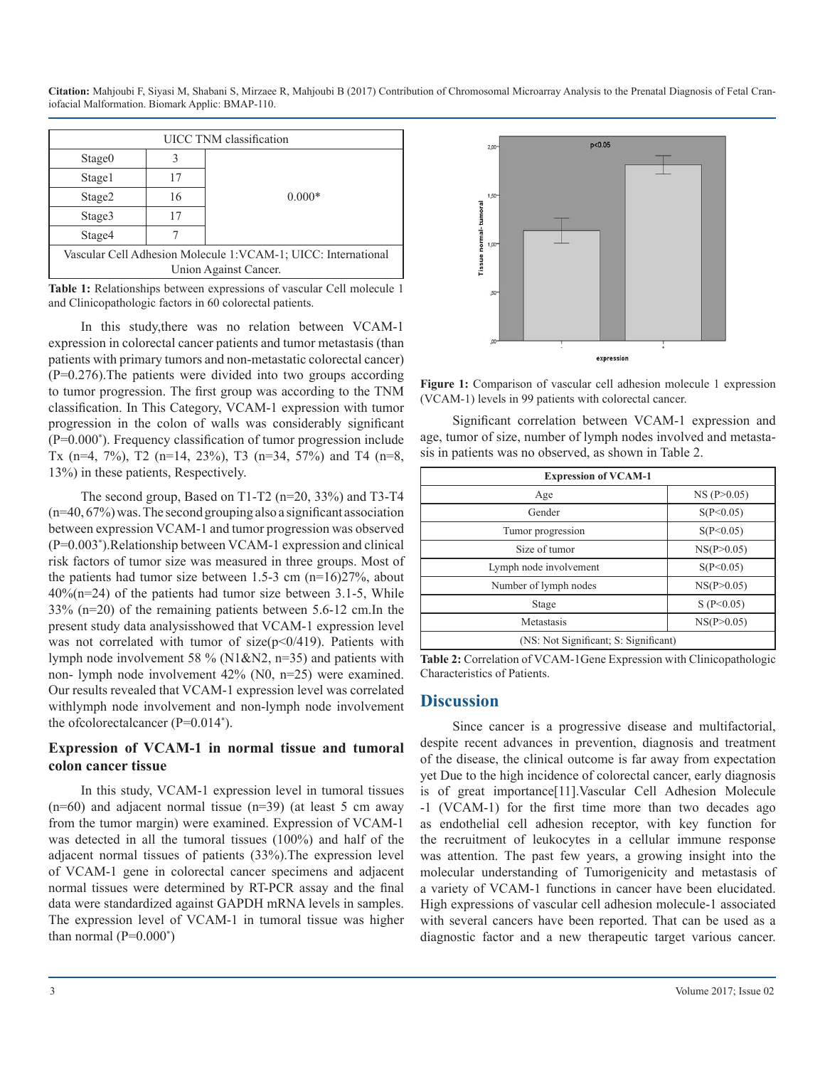| UICC TNM classification | | |
|---|---|---|
| Stage0 | 3 | 0.000* |
| Stage1 | 17 | |
| Stage2 | 16 | |
| Stage3 | 17 | |
| Stage4 | 7 | |
| Vascular Cell Adhesion Molecule 1:VCAM-1; UICC: International Union Against Cancer. | | |

**Table 1:** Relationships between expressions of vascular Cell molecule 1 and Clinicopathologic factors in 60 colorectal patients.

In this study,there was no relation between VCAM-1 expression in colorectal cancer patients and tumor metastasis (than patients with primary tumors and non-metastatic colorectal cancer) (P=0.276).The patients were divided into two groups according to tumor progression. The first group was according to the TNM classification. In This Category, VCAM-1 expression with tumor progression in the colon of walls was considerably significant (P=0.000*). Frequency classification of tumor progression include Tx (n=4, 7%), T2 (n=14, 23%), T3 (n=34, 57%) and T4 (n=8, 13%) in these patients, Respectively.

The second group, Based on T1-T2 (n=20, 33%) and T3-T4 (n=40, 67%) was. The second grouping also a significant association between expression VCAM-1 and tumor progression was observed (P=0.003*).Relationship between VCAM-1 expression and clinical risk factors of tumor size was measured in three groups. Most of the patients had tumor size between 1.5-3 cm (n=16)27%, about 40%(n=24) of the patients had tumor size between 3.1-5, While 33% (n=20) of the remaining patients between 5.6-12 cm.In the present study data analysisshowed that VCAM-1 expression level was not correlated with tumor of size(p<0/419). Patients with lymph node involvement 58 % (N1&N2, n=35) and patients with non- lymph node involvement 42% (N0, n=25) were examined. Our results revealed that VCAM-1 expression level was correlated withlymph node involvement and non-lymph node involvement the ofcolorectalcancer (P=0.014*).

## Expression of VCAM-1 in normal tissue and tumoral colon cancer tissue

In this study, VCAM-1 expression level in tumoral tissues (n=60) and adjacent normal tissue (n=39) (at least 5 cm away from the tumor margin) were examined. Expression of VCAM-1 was detected in all the tumoral tissues (100%) and half of the adjacent normal tissues of patients (33%).The expression level of VCAM-1 gene in colorectal cancer specimens and adjacent normal tissues were determined by RT-PCR assay and the final data were standardized against GAPDH mRNA levels in samples. The expression level of VCAM-1 in tumoral tissue was higher than normal (P=0.000*)

p<0.05

Tissue normal- tumoral

2,00
1,50
1,00
,50
,00

expression

**Figure 1:** Comparison of vascular cell adhesion molecule 1 expression (VCAM-1) levels in 99 patients with colorectal cancer.

Significant correlation between VCAM-1 expression and age, tumor of size, number of lymph nodes involved and metastasis in patients was no observed, as shown in Table 2.

| Expression of VCAM-1 | |
|---|---|
| Age | NS (P>0.05) |
| Gender | S(P<0.05) |
| Tumor progression | S(P<0.05) |
| Size of tumor | NS(P>0.05) |
| Lymph node involvement | S(P<0.05) |
| Number of lymph nodes | NS(P>0.05) |
| Stage | S (P<0.05) |
| Metastasis | NS(P>0.05) |
| (NS: Not Significant; S: Significant) | |

**Table 2:** Correlation of VCAM-1Gene Expression with Clinicopathologic Characteristics of Patients.

## Discussion

Since cancer is a progressive disease and multifactorial, despite recent advances in prevention, diagnosis and treatment of the disease, the clinical outcome is far away from expectation yet Due to the high incidence of colorectal cancer, early diagnosis is of great importance[11].Vascular Cell Adhesion Molecule -1 (VCAM-1) for the first time more than two decades ago as endothelial cell adhesion receptor, with key function for the recruitment of leukocytes in a cellular immune response was attention. The past few years, a growing insight into the molecular understanding of Tumorigenicity and metastasis of a variety of VCAM-1 functions in cancer have been elucidated. High expressions of vascular cell adhesion molecule-1 associated with several cancers have been reported. That can be used as a diagnostic factor and a new therapeutic target various cancer.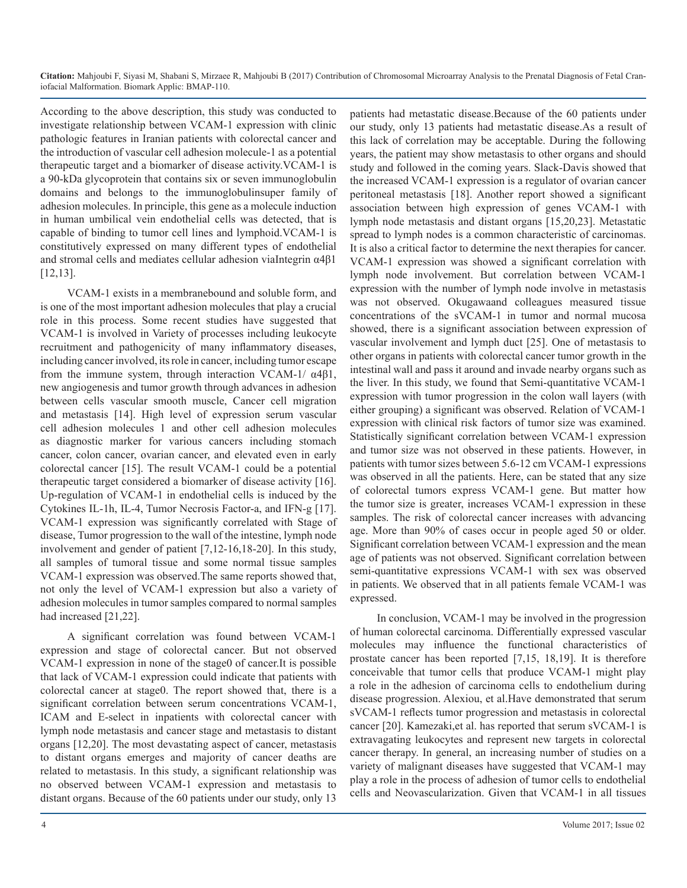According to the above description, this study was conducted to investigate relationship between VCAM-1 expression with clinic pathologic features in Iranian patients with colorectal cancer and the introduction of vascular cell adhesion molecule-1 as a potential therapeutic target and a biomarker of disease activity.VCAM-1 is a 90-kDa glycoprotein that contains six or seven immunoglobulin domains and belongs to the immunoglobulinsuper family of adhesion molecules. In principle, this gene as a molecule induction in human umbilical vein endothelial cells was detected, that is capable of binding to tumor cell lines and lymphoid.VCAM-1 is constitutively expressed on many different types of endothelial and stromal cells and mediates cellular adhesion viaIntegrin α4β1 [12,13].

VCAM-1 exists in a membranebound and soluble form, and is one of the most important adhesion molecules that play a crucial role in this process. Some recent studies have suggested that VCAM-1 is involved in Variety of processes including leukocyte recruitment and pathogenicity of many inflammatory diseases, including cancer involved, its role in cancer, including tumor escape from the immune system, through interaction VCAM-1/ α4β1, new angiogenesis and tumor growth through advances in adhesion between cells vascular smooth muscle, Cancer cell migration and metastasis [14]. High level of expression serum vascular cell adhesion molecules 1 and other cell adhesion molecules as diagnostic marker for various cancers including stomach cancer, colon cancer, ovarian cancer, and elevated even in early colorectal cancer [15]. The result VCAM-1 could be a potential therapeutic target considered a biomarker of disease activity [16]. Up-regulation of VCAM-1 in endothelial cells is induced by the Cytokines IL-1h, IL-4, Tumor Necrosis Factor-a, and IFN-g [17]. VCAM-1 expression was significantly correlated with Stage of disease, Tumor progression to the wall of the intestine, lymph node involvement and gender of patient [7,12-16,18-20]. In this study, all samples of tumoral tissue and some normal tissue samples VCAM-1 expression was observed.The same reports showed that, not only the level of VCAM-1 expression but also a variety of adhesion molecules in tumor samples compared to normal samples had increased [21,22].

A significant correlation was found between VCAM-1 expression and stage of colorectal cancer. But not observed VCAM-1 expression in none of the stage0 of cancer.It is possible that lack of VCAM-1 expression could indicate that patients with colorectal cancer at stage0. The report showed that, there is a significant correlation between serum concentrations VCAM-1, ICAM and E-select in inpatients with colorectal cancer with lymph node metastasis and cancer stage and metastasis to distant organs [12,20]. The most devastating aspect of cancer, metastasis to distant organs emerges and majority of cancer deaths are related to metastasis. In this study, a significant relationship was no observed between VCAM-1 expression and metastasis to distant organs. Because of the 60 patients under our study, only 13 patients had metastatic disease.Because of the 60 patients under our study, only 13 patients had metastatic disease.As a result of this lack of correlation may be acceptable. During the following years, the patient may show metastasis to other organs and should study and followed in the coming years. Slack-Davis showed that the increased VCAM-1 expression is a regulator of ovarian cancer peritoneal metastasis [18]. Another report showed a significant association between high expression of genes VCAM-1 with lymph node metastasis and distant organs [15,20,23]. Metastatic spread to lymph nodes is a common characteristic of carcinomas. It is also a critical factor to determine the next therapies for cancer. VCAM-1 expression was showed a significant correlation with lymph node involvement. But correlation between VCAM-1 expression with the number of lymph node involve in metastasis was not observed. Okugawaand colleagues measured tissue concentrations of the sVCAM-1 in tumor and normal mucosa showed, there is a significant association between expression of vascular involvement and lymph duct [25]. One of metastasis to other organs in patients with colorectal cancer tumor growth in the intestinal wall and pass it around and invade nearby organs such as the liver. In this study, we found that Semi-quantitative VCAM-1 expression with tumor progression in the colon wall layers (with either grouping) a significant was observed. Relation of VCAM-1 expression with clinical risk factors of tumor size was examined. Statistically significant correlation between VCAM-1 expression and tumor size was not observed in these patients. However, in patients with tumor sizes between 5.6-12 cm VCAM-1 expressions was observed in all the patients. Here, can be stated that any size of colorectal tumors express VCAM-1 gene. But matter how the tumor size is greater, increases VCAM-1 expression in these samples. The risk of colorectal cancer increases with advancing age. More than 90% of cases occur in people aged 50 or older. Significant correlation between VCAM-1 expression and the mean age of patients was not observed. Significant correlation between semi-quantitative expressions VCAM-1 with sex was observed in patients. We observed that in all patients female VCAM-1 was expressed.

In conclusion, VCAM-1 may be involved in the progression of human colorectal carcinoma. Differentially expressed vascular molecules may influence the functional characteristics of prostate cancer has been reported [7,15, 18,19]. It is therefore conceivable that tumor cells that produce VCAM-1 might play a role in the adhesion of carcinoma cells to endothelium during disease progression. Alexiou, et al.Have demonstrated that serum sVCAM-1 reflects tumor progression and metastasis in colorectal cancer [20]. Kamezaki,et al. has reported that serum sVCAM-1 is extravagating leukocytes and represent new targets in colorectal cancer therapy. In general, an increasing number of studies on a variety of malignant diseases have suggested that VCAM-1 may play a role in the process of adhesion of tumor cells to endothelial cells and Neovascularization. Given that VCAM-1 in all tissues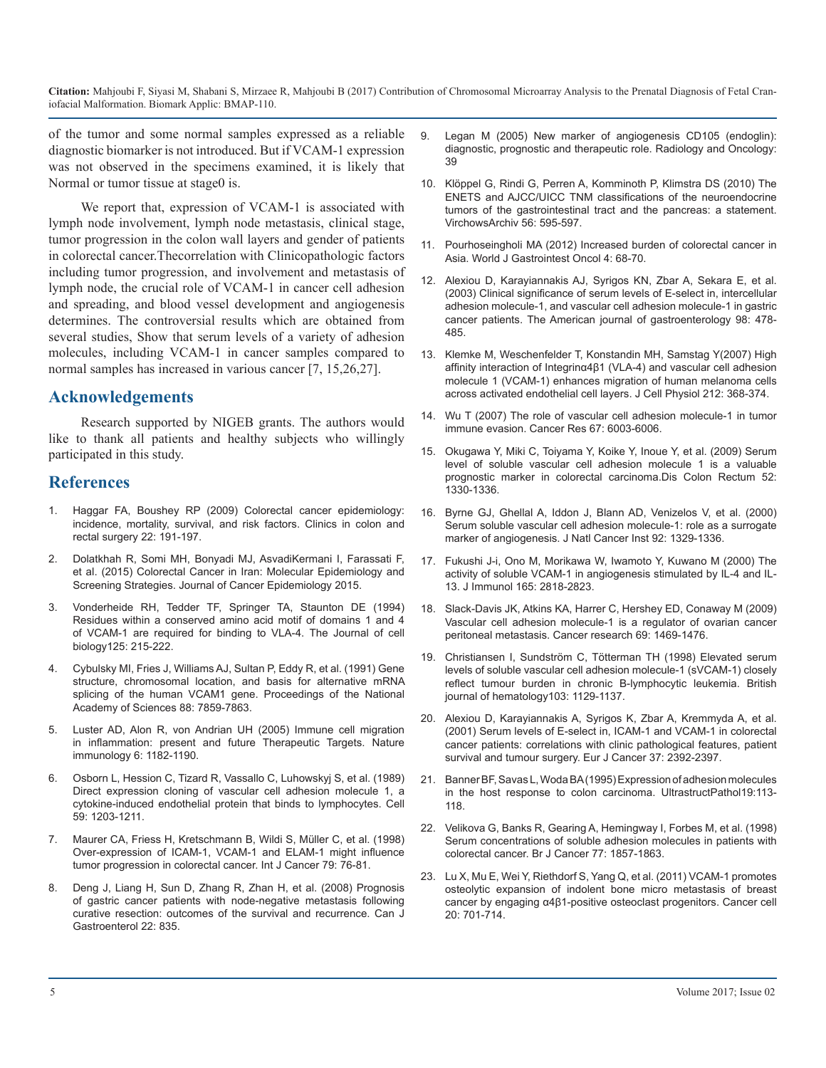of the tumor and some normal samples expressed as a reliable diagnostic biomarker is not introduced. But if VCAM-1 expression was not observed in the specimens examined, it is likely that Normal or tumor tissue at stage0 is.

We report that, expression of VCAM-1 is associated with lymph node involvement, lymph node metastasis, clinical stage, tumor progression in the colon wall layers and gender of patients in colorectal cancer.Thecorrelation with Clinicopathologic factors including tumor progression, and involvement and metastasis of lymph node, the crucial role of VCAM-1 in cancer cell adhesion and spreading, and blood vessel development and angiogenesis determines. The controversial results which are obtained from several studies, Show that serum levels of a variety of adhesion molecules, including VCAM-1 in cancer samples compared to normal samples has increased in various cancer [7, 15,26,27].

## Acknowledgements

Research supported by NIGEB grants. The authors would like to thank all patients and healthy subjects who willingly participated in this study.

## References

1. Haggar FA, Boushey RP (2009) Colorectal cancer epidemiology: incidence, mortality, survival, and risk factors. Clinics in colon and rectal surgery 22: 191-197.
2. Dolatkhah R, Somi MH, Bonyadi MJ, AsvadiKermani I, Farassati F, et al. (2015) Colorectal Cancer in Iran: Molecular Epidemiology and Screening Strategies. Journal of Cancer Epidemiology 2015.
3. Vonderheide RH, Tedder TF, Springer TA, Staunton DE (1994) Residues within a conserved amino acid motif of domains 1 and 4 of VCAM-1 are required for binding to VLA-4. The Journal of cell biology125: 215-222.
4. Cybulsky MI, Fries J, Williams AJ, Sultan P, Eddy R, et al. (1991) Gene structure, chromosomal location, and basis for alternative mRNA splicing of the human VCAM1 gene. Proceedings of the National Academy of Sciences 88: 7859-7863.
5. Luster AD, Alon R, von Andrian UH (2005) Immune cell migration in inflammation: present and future Therapeutic Targets. Nature immunology 6: 1182-1190.
6. Osborn L, Hession C, Tizard R, Vassallo C, Luhowskyj S, et al. (1989) Direct expression cloning of vascular cell adhesion molecule 1, a cytokine-induced endothelial protein that binds to lymphocytes. Cell 59: 1203-1211.
7. Maurer CA, Friess H, Kretschmann B, Wildi S, Müller C, et al. (1998) Over-expression of ICAM-1, VCAM-1 and ELAM-1 might influence tumor progression in colorectal cancer. Int J Cancer 79: 76-81.
8. Deng J, Liang H, Sun D, Zhang R, Zhan H, et al. (2008) Prognosis of gastric cancer patients with node-negative metastasis following curative resection: outcomes of the survival and recurrence. Can J Gastroenterol 22: 835.
9. Legan M (2005) New marker of angiogenesis CD105 (endoglin): diagnostic, prognostic and therapeutic role. Radiology and Oncology: 39
10. Klöppel G, Rindi G, Perren A, Komminoth P, Klimstra DS (2010) The ENETS and AJCC/UICC TNM classifications of the neuroendocrine tumors of the gastrointestinal tract and the pancreas: a statement. VirchowsArchiv 56: 595-597.
11. Pourhoseingholi MA (2012) Increased burden of colorectal cancer in Asia. World J Gastrointest Oncol 4: 68-70.
12. Alexiou D, Karayiannakis AJ, Syrigos KN, Zbar A, Sekara E, et al. (2003) Clinical significance of serum levels of E-select in, intercellular adhesion molecule-1, and vascular cell adhesion molecule-1 in gastric cancer patients. The American journal of gastroenterology 98: 478-485.
13. Klemke M, Weschenfelder T, Konstandin MH, Samstag Y(2007) High affinity interaction of Integrinα4β1 (VLA-4) and vascular cell adhesion molecule 1 (VCAM-1) enhances migration of human melanoma cells across activated endothelial cell layers. J Cell Physiol 212: 368-374.
14. Wu T (2007) The role of vascular cell adhesion molecule-1 in tumor immune evasion. Cancer Res 67: 6003-6006.
15. Okugawa Y, Miki C, Toiyama Y, Koike Y, Inoue Y, et al. (2009) Serum level of soluble vascular cell adhesion molecule 1 is a valuable prognostic marker in colorectal carcinoma.Dis Colon Rectum 52: 1330-1336.
16. Byrne GJ, Ghellal A, Iddon J, Blann AD, Venizelos V, et al. (2000) Serum soluble vascular cell adhesion molecule-1: role as a surrogate marker of angiogenesis. J Natl Cancer Inst 92: 1329-1336.
17. Fukushi J-i, Ono M, Morikawa W, Iwamoto Y, Kuwano M (2000) The activity of soluble VCAM-1 in angiogenesis stimulated by IL-4 and IL-13. J Immunol 165: 2818-2823.
18. Slack-Davis JK, Atkins KA, Harrer C, Hershey ED, Conaway M (2009) Vascular cell adhesion molecule-1 is a regulator of ovarian cancer peritoneal metastasis. Cancer research 69: 1469-1476.
19. Christiansen I, Sundström C, Tötterman TH (1998) Elevated serum levels of soluble vascular cell adhesion molecule-1 (sVCAM-1) closely reflect tumour burden in chronic B-lymphocytic leukemia. British journal of hematology103: 1129-1137.
20. Alexiou D, Karayiannakis A, Syrigos K, Zbar A, Kremmyda A, et al. (2001) Serum levels of E-select in, ICAM-1 and VCAM-1 in colorectal cancer patients: correlations with clinic pathological features, patient survival and tumour surgery. Eur J Cancer 37: 2392-2397.
21. Banner BF, Savas L, Woda BA (1995) Expression of adhesion molecules in the host response to colon carcinoma. UltrastructPathol19:113-118.
22. Velikova G, Banks R, Gearing A, Hemingway I, Forbes M, et al. (1998) Serum concentrations of soluble adhesion molecules in patients with colorectal cancer. Br J Cancer 77: 1857-1863.
23. Lu X, Mu E, Wei Y, Riethdorf S, Yang Q, et al. (2011) VCAM-1 promotes osteolytic expansion of indolent bone micro metastasis of breast cancer by engaging α4β1-positive osteoclast progenitors. Cancer cell 20: 701-714.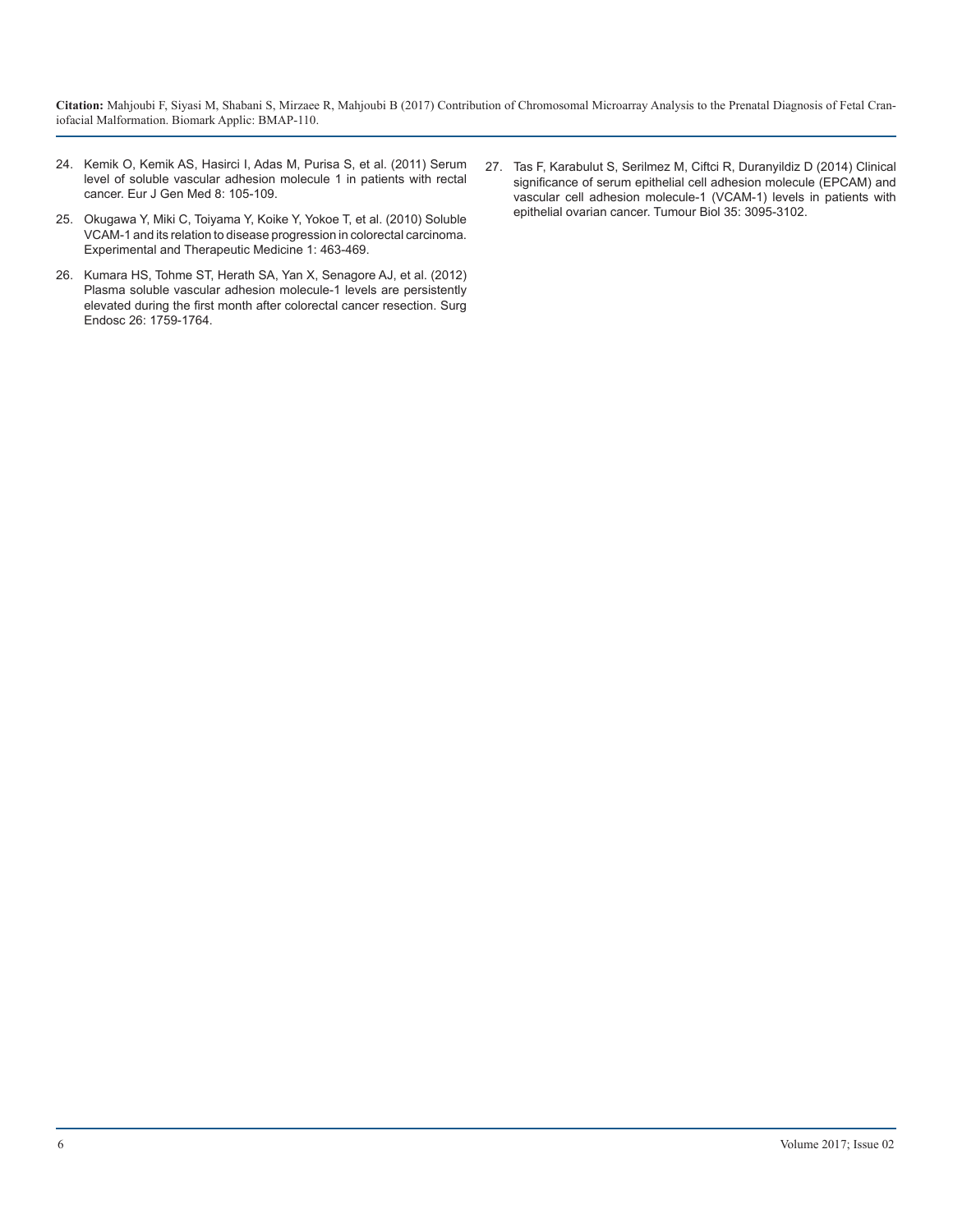24. Kemik O, Kemik AS, Hasirci I, Adas M, Purisa S, et al. (2011) Serum level of soluble vascular adhesion molecule 1 in patients with rectal cancer. Eur J Gen Med 8: 105-109.

25. Okugawa Y, Miki C, Toiyama Y, Koike Y, Yokoe T, et al. (2010) Soluble VCAM-1 and its relation to disease progression in colorectal carcinoma. Experimental and Therapeutic Medicine 1: 463-469.

26. Kumara HS, Tohme ST, Herath SA, Yan X, Senagore AJ, et al. (2012) Plasma soluble vascular adhesion molecule-1 levels are persistently elevated during the first month after colorectal cancer resection. Surg Endosc 26: 1759-1764.

27. Tas F, Karabulut S, Serilmez M, Ciftci R, Duranyildiz D (2014) Clinical significance of serum epithelial cell adhesion molecule (EPCAM) and vascular cell adhesion molecule-1 (VCAM-1) levels in patients with epithelial ovarian cancer. Tumour Biol 35: 3095-3102.